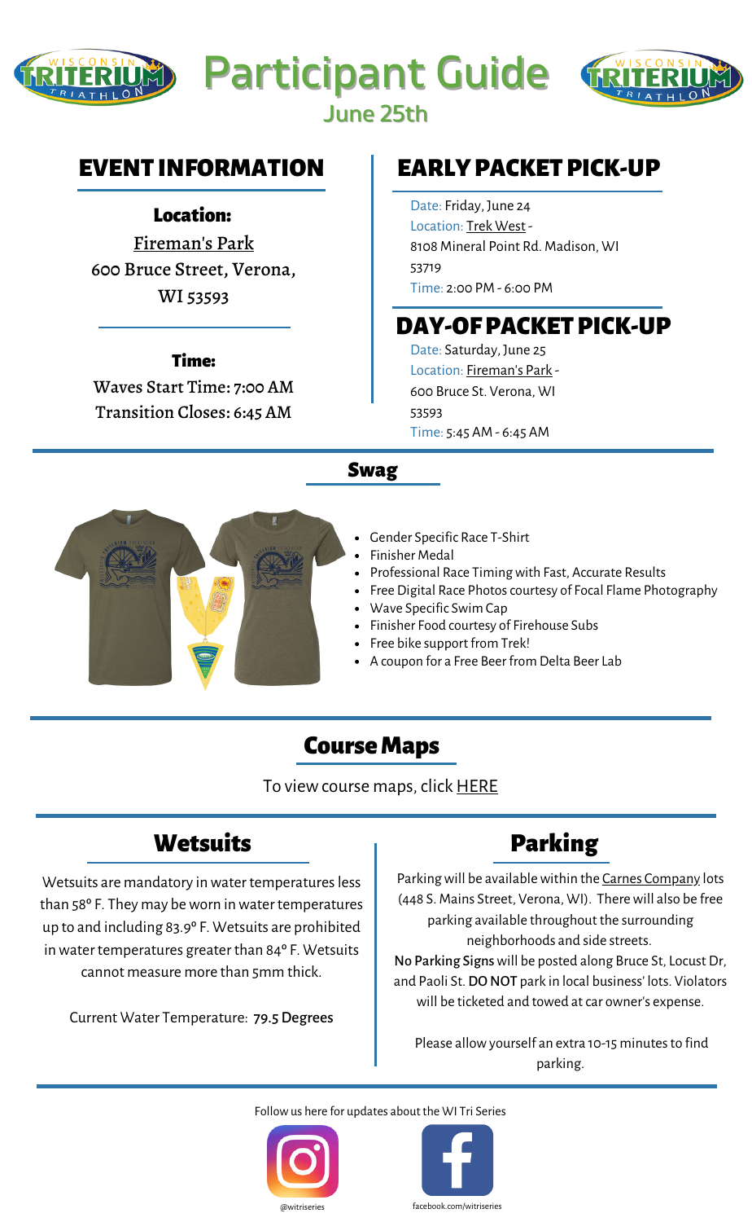# Participant Guide

June 25th

## EVENT INFORMATION

### Location:

Fireman's Park
600 Bruce Street, Verona, WI 53593

### Time:

Waves Start Time: 7:00 AM
Transition Closes: 6:45 AM

## EARLY PACKET PICK-UP

Date: Friday, June 24
Location: Trek West - 8108 Mineral Point Rd. Madison, WI 53719
Time: 2:00 PM - 6:00 PM

## DAY-OF PACKET PICK-UP

Date: Saturday, June 25
Location: Fireman's Park - 600 Bruce St. Verona, WI 53593
Time: 5:45 AM - 6:45 AM

## Swag

- Gender Specific Race T-Shirt
- Finisher Medal
- Professional Race Timing with Fast, Accurate Results
- Free Digital Race Photos courtesy of Focal Flame Photography
- Wave Specific Swim Cap
- Finisher Food courtesy of Firehouse Subs
- Free bike support from Trek!
- A coupon for a Free Beer from Delta Beer Lab

## Course Maps

To view course maps, click HERE

## Wetsuits

Wetsuits are mandatory in water temperatures less than 58° F. They may be worn in water temperatures up to and including 83.9° F. Wetsuits are prohibited in water temperatures greater than 84° F. Wetsuits cannot measure more than 5mm thick.

Current Water Temperature: **79.5 Degrees**

## Parking

Parking will be available within the Carnes Company lots (448 S. Mains Street, Verona, WI). There will also be free parking available throughout the surrounding neighborhoods and side streets.

**No Parking Signs** will be posted along Bruce St, Locust Dr, and Paoli St. **DO NOT** park in local business' lots. Violators will be ticketed and towed at car owner's expense.

Please allow yourself an extra 10-15 minutes to find parking.

Follow us here for updates about the WI Tri Series

@witriseries

facebook.com/witriseries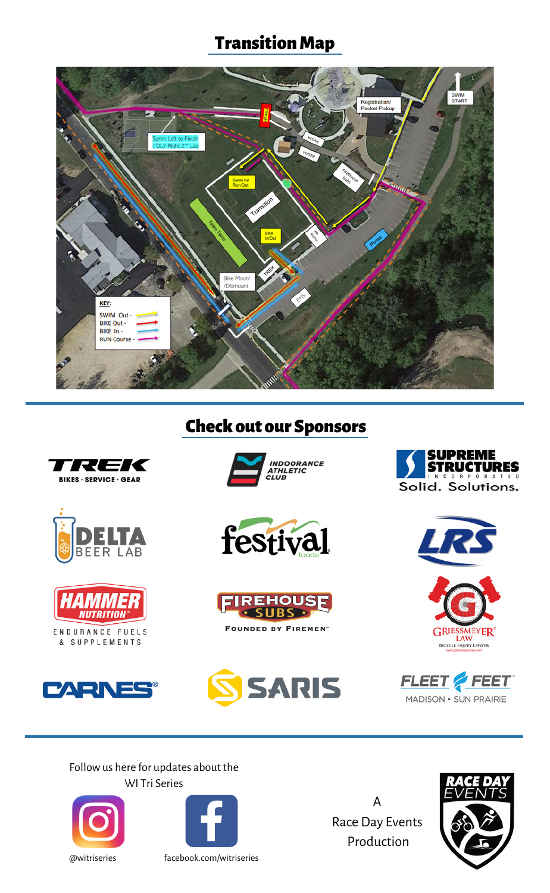## Transition Map

Sprint-Left to Finish / OLY-Right 2nd Lap

Registration/ Packet Pickup

SWIM START

Swim In/ Run Out

Transition

Team Tents

Bike In/Out

Bike Mount /Dismount

KEY:

SWIM Out -

BIKE Out -

BIKE In -

RUN Course -

## Check out our Sponsors

TREK BIKES · SERVICE · GEAR

INDOORANCE ATHLETIC CLUB

SUPREME STRUCTURES INCORPORATED Solid. Solutions.

DELTA BEER LAB

festival foods

LRS

HAMMER NUTRITION ENDURANCE FUELS & SUPPLEMENTS

FIREHOUSE SUBS FOUNDED BY FIREMEN

GRIESSMEYER LAW BICYCLE INJURY LAWYER

CARNES

SARIS

FLEET FEET MADISON • SUN PRAIRIE

Follow us here for updates about the WI Tri Series

@witriseries

facebook.com/witriseries

A Race Day Events Production

RACE DAY EVENTS